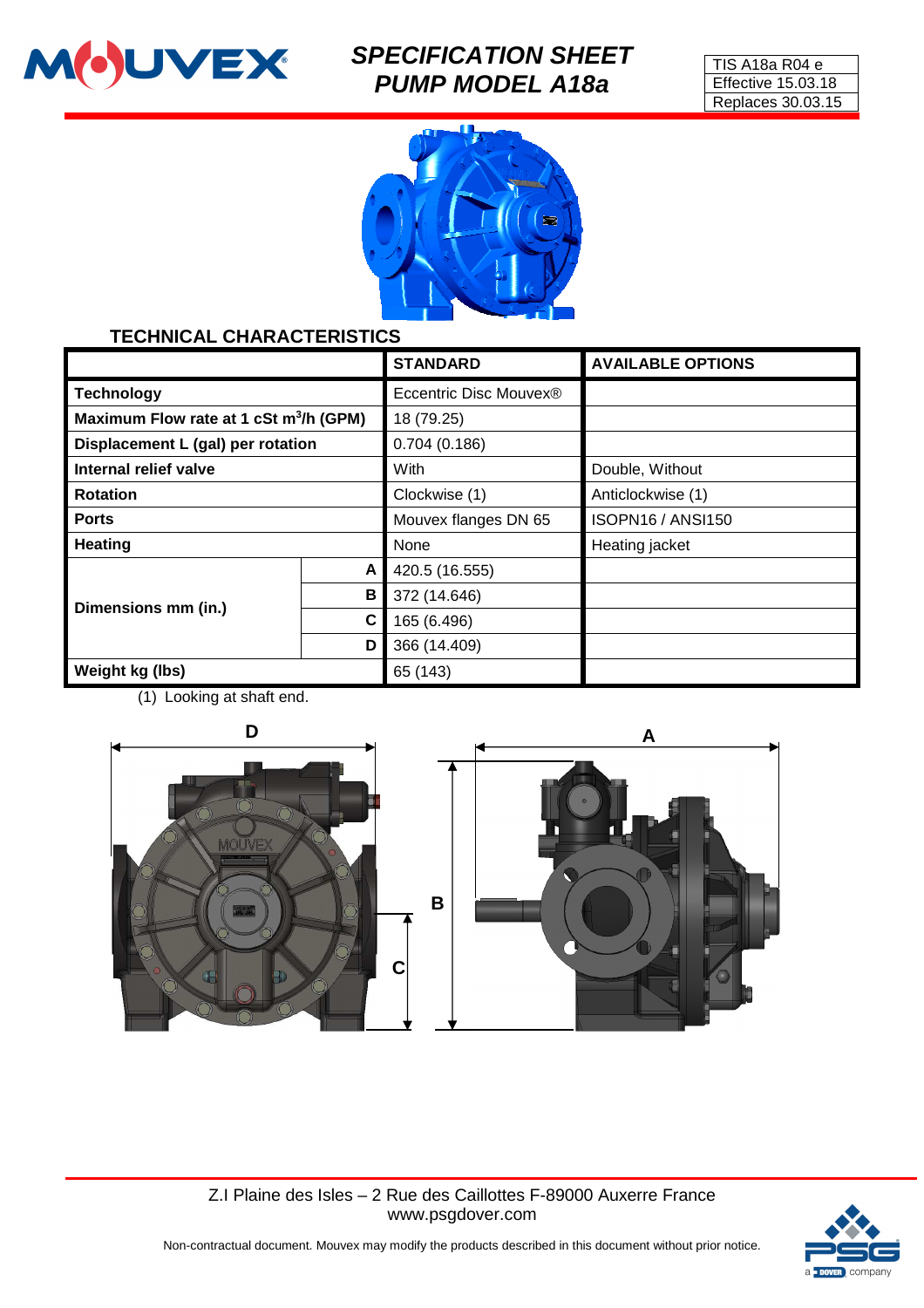# SPECIFICATION SHEET
# PUMP MODEL A18a

| TIS A18a R04 e |
|---|
| Effective 15.03.18 |
| Replaces 30.03.15 |

## TECHNICAL CHARACTERISTICS

| | | STANDARD | AVAILABLE OPTIONS |
|---|---|---|---|
| **Technology** | | Eccentric Disc Mouvex® | |
| **Maximum Flow rate at 1 cSt m³/h (GPM)** | | 18 (79.25) | |
| **Displacement L (gal) per rotation** | | 0.704 (0.186) | |
| **Internal relief valve** | | With | Double, Without |
| **Rotation** | | Clockwise (1) | Anticlockwise (1) |
| **Ports** | | Mouvex flanges DN 65 | ISOPN16 / ANSI150 |
| **Heating** | | None | Heating jacket |
| **Dimensions mm (in.)** | **A** | 420.5 (16.555) | |
| | **B** | 372 (14.646) | |
| | **C** | 165 (6.496) | |
| | **D** | 366 (14.409) | |
| **Weight kg (lbs)** | | 65 (143) | |

(1) Looking at shaft end.

Z.I Plaine des Isles – 2 Rue des Caillottes F-89000 Auxerre France
www.psgdover.com

Non-contractual document. Mouvex may modify the products described in this document without prior notice.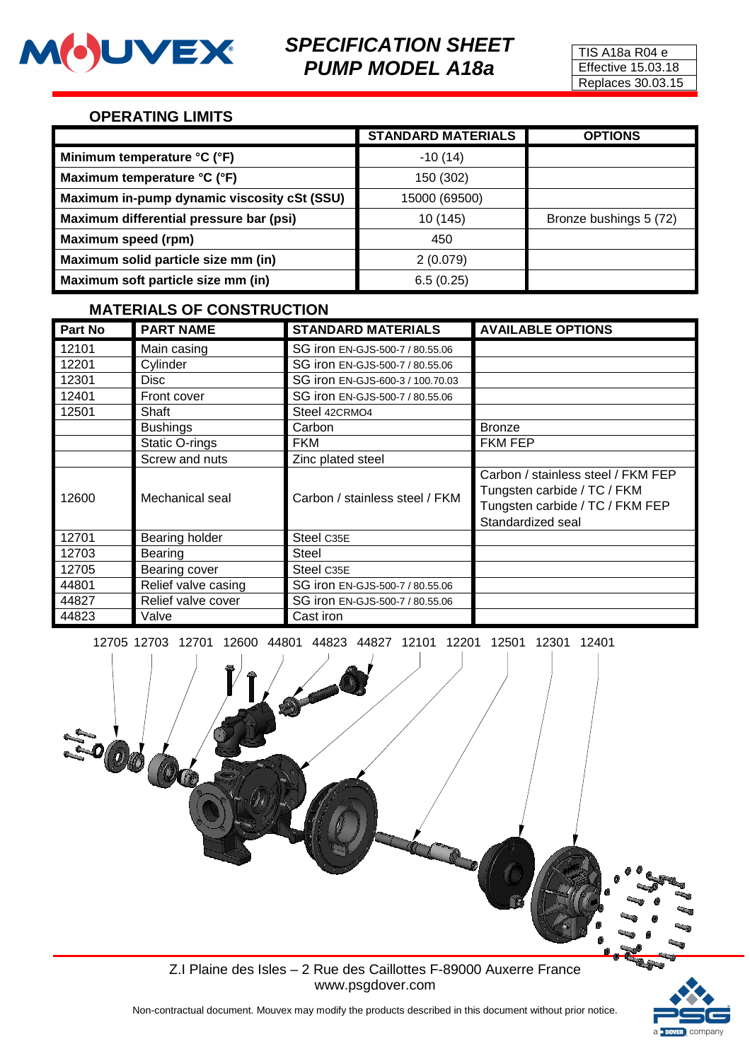# SPECIFICATION SHEET
## PUMP MODEL A18a

| |
|---|
| TIS A18a R04 e |
| Effective 15.03.18 |
| Replaces 30.03.15 |

### OPERATING LIMITS

| | STANDARD MATERIALS | OPTIONS |
|---|---|---|
| **Minimum temperature °C (°F)** | -10 (14) | |
| **Maximum temperature °C (°F)** | 150 (302) | |
| **Maximum in-pump dynamic viscosity cSt (SSU)** | 15000 (69500) | |
| **Maximum differential pressure bar (psi)** | 10 (145) | Bronze bushings 5 (72) |
| **Maximum speed (rpm)** | 450 | |
| **Maximum solid particle size mm (in)** | 2 (0.079) | |
| **Maximum soft particle size mm (in)** | 6.5 (0.25) | |

### MATERIALS OF CONSTRUCTION

| Part No | PART NAME | STANDARD MATERIALS | AVAILABLE OPTIONS |
|---|---|---|---|
| 12101 | Main casing | SG iron EN-GJS-500-7 / 80.55.06 | |
| 12201 | Cylinder | SG iron EN-GJS-500-7 / 80.55.06 | |
| 12301 | Disc | SG iron EN-GJS-600-3 / 100.70.03 | |
| 12401 | Front cover | SG iron EN-GJS-500-7 / 80.55.06 | |
| 12501 | Shaft | Steel 42CRMO4 | |
| | Bushings | Carbon | Bronze |
| | Static O-rings | FKM | FKM FEP |
| | Screw and nuts | Zinc plated steel | |
| 12600 | Mechanical seal | Carbon / stainless steel / FKM | Carbon / stainless steel / FKM FEP<br>Tungsten carbide / TC / FKM<br>Tungsten carbide / TC / FKM FEP<br>Standardized seal |
| 12701 | Bearing holder | Steel C35E | |
| 12703 | Bearing | Steel | |
| 12705 | Bearing cover | Steel C35E | |
| 44801 | Relief valve casing | SG iron EN-GJS-500-7 / 80.55.06 | |
| 44827 | Relief valve cover | SG iron EN-GJS-500-7 / 80.55.06 | |
| 44823 | Valve | Cast iron | |

12705 12703 12701 12600 44801 44823 44827 12101 12201 12501 12301 12401

Z.I Plaine des Isles – 2 Rue des Caillottes F-89000 Auxerre France
www.psgdover.com

Non-contractual document. Mouvex may modify the products described in this document without prior notice.